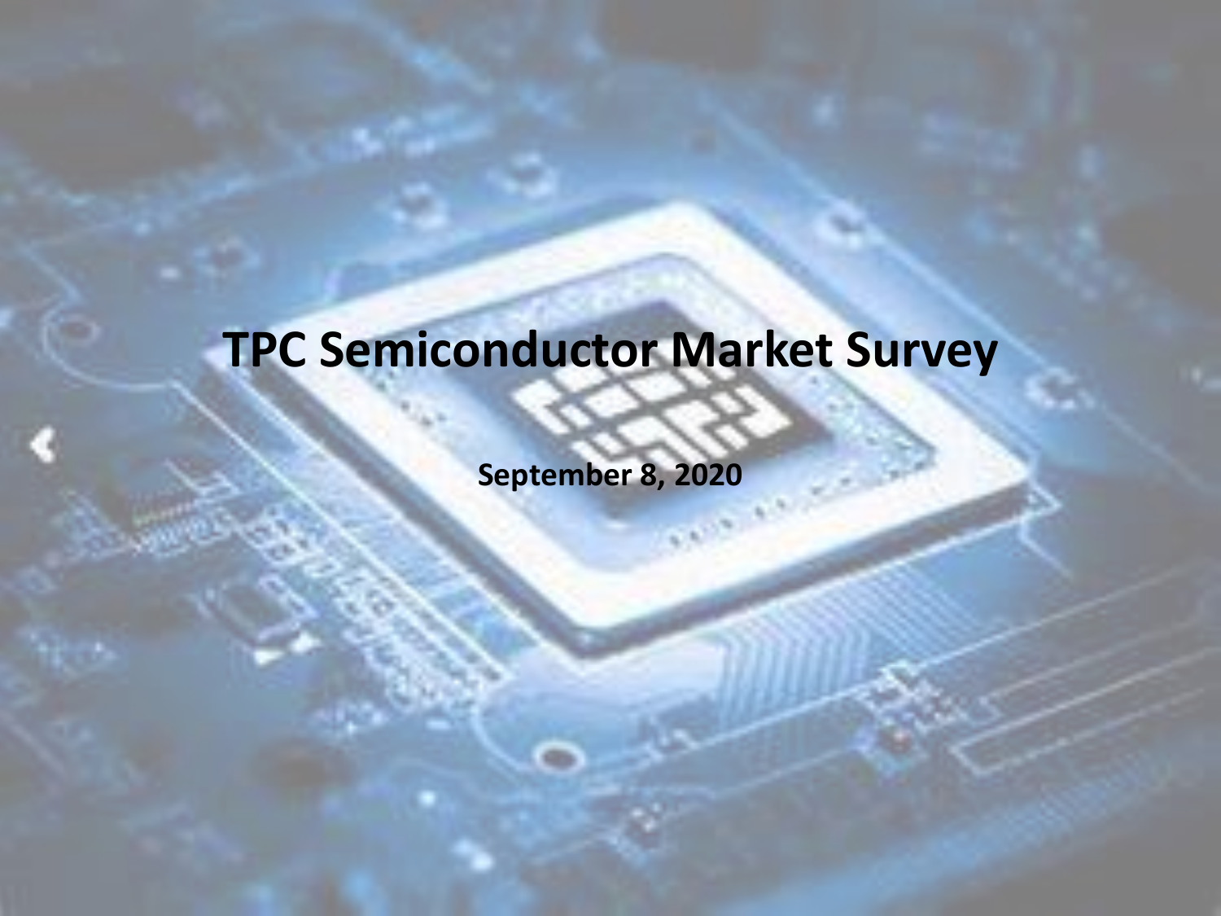# TPC Semiconductor Market Survey

**September 8, 2020**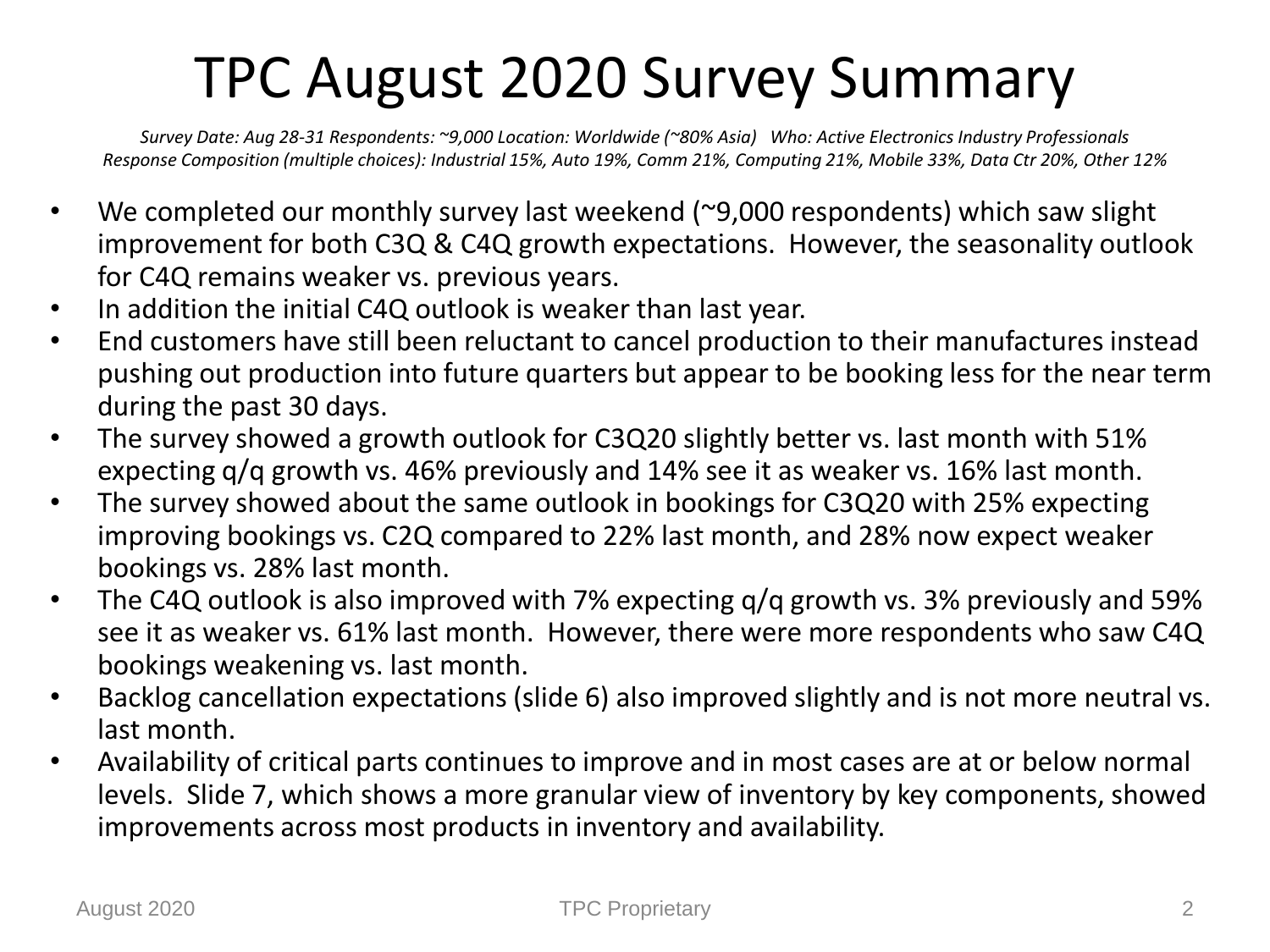# TPC August 2020 Survey Summary

*Survey Date: Aug 28-31 Respondents: ~9,000 Location: Worldwide (~80% Asia) Who: Active Electronics Industry Professionals*
*Response Composition (multiple choices): Industrial 15%, Auto 19%, Comm 21%, Computing 21%, Mobile 33%, Data Ctr 20%, Other 12%*

- We completed our monthly survey last weekend (~9,000 respondents) which saw slight improvement for both C3Q & C4Q growth expectations. However, the seasonality outlook for C4Q remains weaker vs. previous years.
- In addition the initial C4Q outlook is weaker than last year.
- End customers have still been reluctant to cancel production to their manufactures instead pushing out production into future quarters but appear to be booking less for the near term during the past 30 days.
- The survey showed a growth outlook for C3Q20 slightly better vs. last month with 51% expecting q/q growth vs. 46% previously and 14% see it as weaker vs. 16% last month.
- The survey showed about the same outlook in bookings for C3Q20 with 25% expecting improving bookings vs. C2Q compared to 22% last month, and 28% now expect weaker bookings vs. 28% last month.
- The C4Q outlook is also improved with 7% expecting q/q growth vs. 3% previously and 59% see it as weaker vs. 61% last month. However, there were more respondents who saw C4Q bookings weakening vs. last month.
- Backlog cancellation expectations (slide 6) also improved slightly and is not more neutral vs. last month.
- Availability of critical parts continues to improve and in most cases are at or below normal levels. Slide 7, which shows a more granular view of inventory by key components, showed improvements across most products in inventory and availability.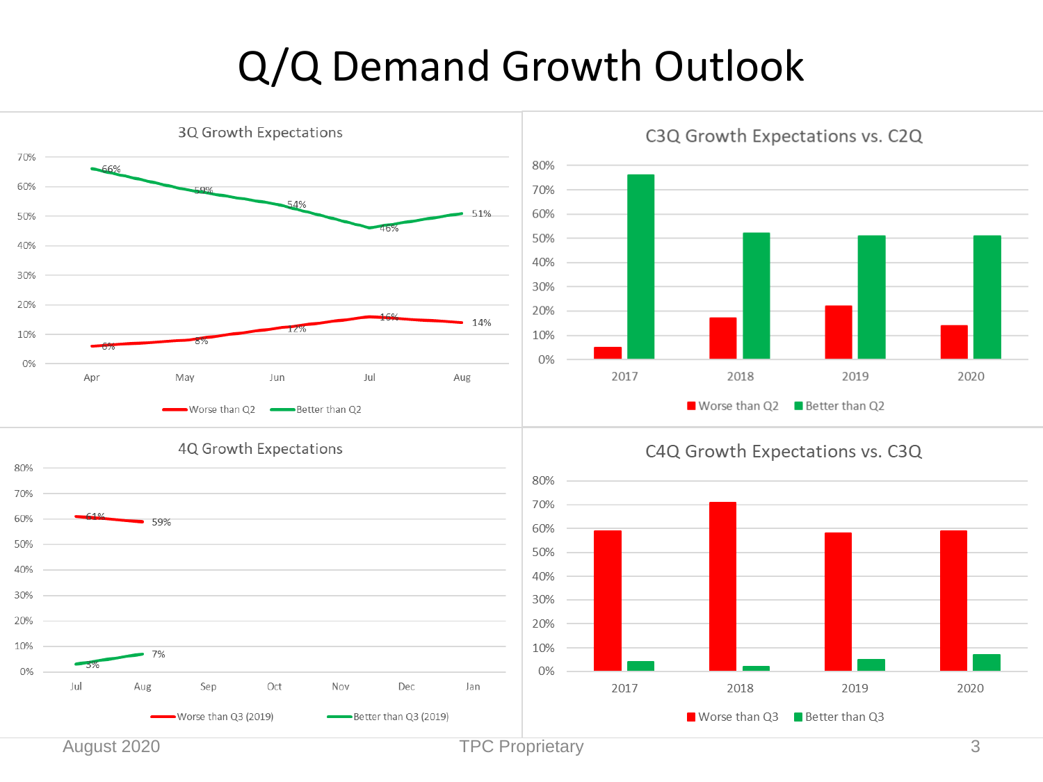# Q/Q Demand Growth Outlook

## 3Q Growth Expectations

| | Apr | May | Jun | Jul | Aug |
|---|---|---|---|---|---|
| Worse than Q2 | 6% | 8% | 12% | 16% | 14% |
| Better than Q2 | 66% | 59% | 54% | 46% | 51% |

## C3Q Growth Expectations vs. C2Q

Legend: Worse than Q2, Better than Q2

Years: 2017, 2018, 2019, 2020

## 4Q Growth Expectations

| | Jul | Aug | Sep | Oct | Nov | Dec | Jan |
|---|---|---|---|---|---|---|---|
| Worse than Q3 (2019) | 61% | 59% | | | | | |
| Better than Q3 (2019) | 3% | 7% | | | | | |

## C4Q Growth Expectations vs. C3Q

Legend: Worse than Q3, Better than Q3

Years: 2017, 2018, 2019, 2020

August 2020 TPC Proprietary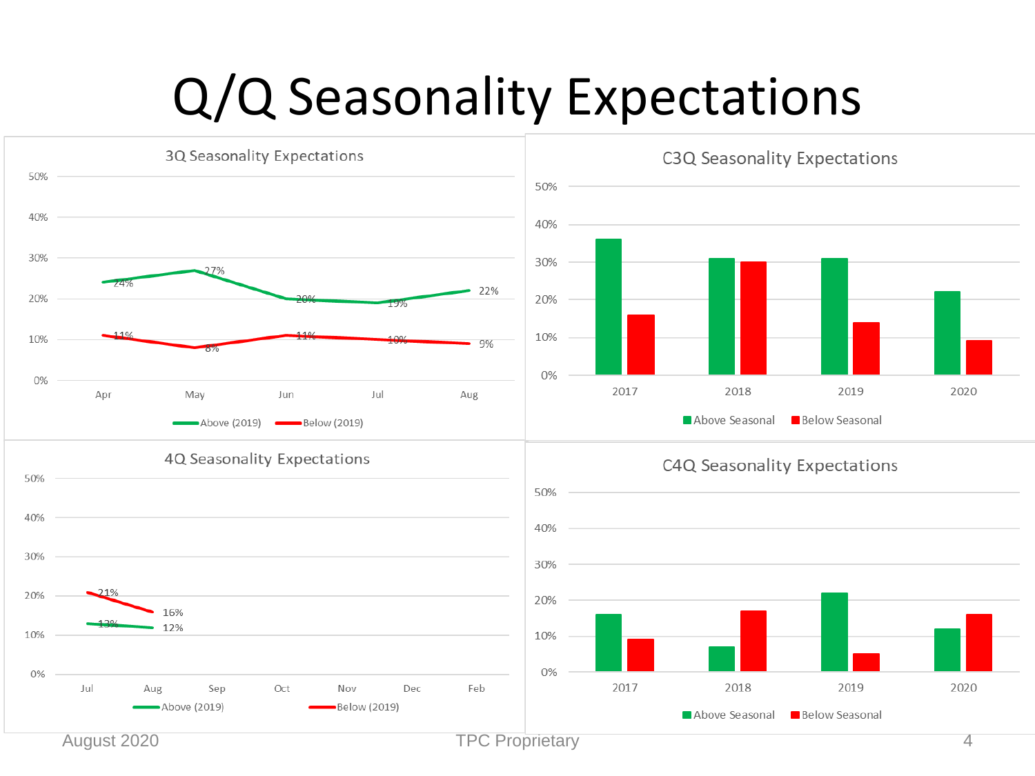# Q/Q Seasonality Expectations

## 3Q Seasonality Expectations

| | Apr | May | Jun | Jul | Aug |
|---|---|---|---|---|---|
| Above (2019) | 24% | 27% | 20% | 19% | 22% |
| Below (2019) | 11% | 8% | 11% | 10% | 9% |

## C3Q Seasonality Expectations

| | 2017 | 2018 | 2019 | 2020 |
|---|---|---|---|---|
| Above Seasonal | 36% | 31% | 31% | 22% |
| Below Seasonal | 16% | 30% | 14% | 9% |

## 4Q Seasonality Expectations

| | Jul | Aug | Sep | Oct | Nov | Dec | Feb |
|---|---|---|---|---|---|---|---|
| Above (2019) | 13% | 12% | | | | | |
| Below (2019) | 21% | 16% | | | | | |

## C4Q Seasonality Expectations

| | 2017 | 2018 | 2019 | 2020 |
|---|---|---|---|---|
| Above Seasonal | 16% | 7% | 22% | 12% |
| Below Seasonal | 9% | 17% | 5% | 16% |

August 2020 TPC Proprietary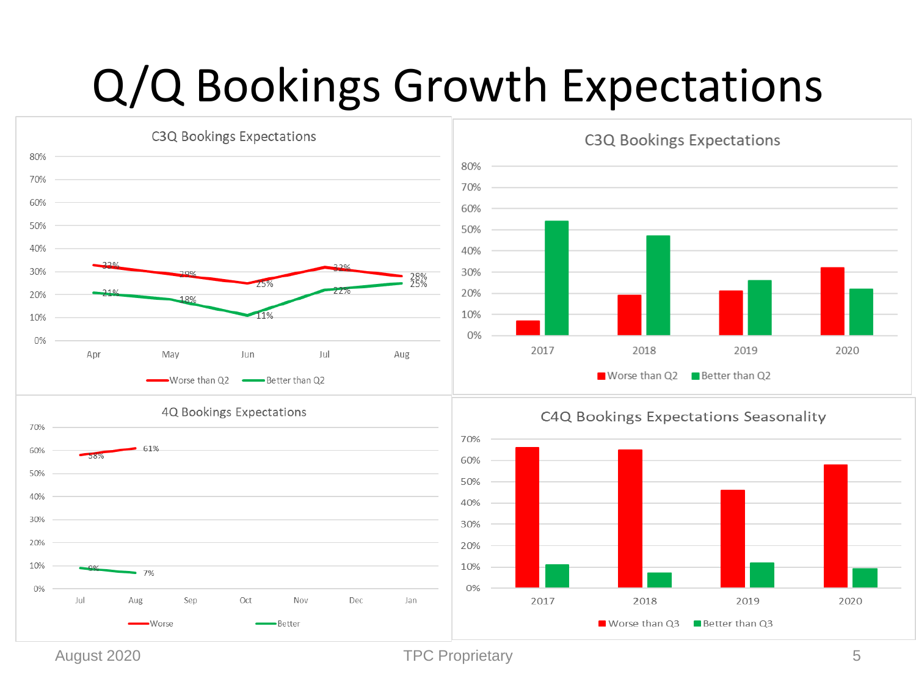# Q/Q Bookings Growth Expectations

## C3Q Bookings Expectations

| Month | Worse than Q2 | Better than Q2 |
| --- | --- | --- |
| Apr | 33% | 21% |
| May | 29% | 18% |
| Jun | 25% | 11% |
| Jul | 32% | 22% |
| Aug | 28% | 25% |

## C3Q Bookings Expectations

Legend: Worse than Q2, Better than Q2 (years 2017, 2018, 2019, 2020)

## 4Q Bookings Expectations

| Month | Worse | Better |
| --- | --- | --- |
| Jul | 58% | 9% |
| Aug | 61% | 7% |

## C4Q Bookings Expectations Seasonality

Legend: Worse than Q3, Better than Q3 (years 2017, 2018, 2019, 2020)

August 2020 — TPC Proprietary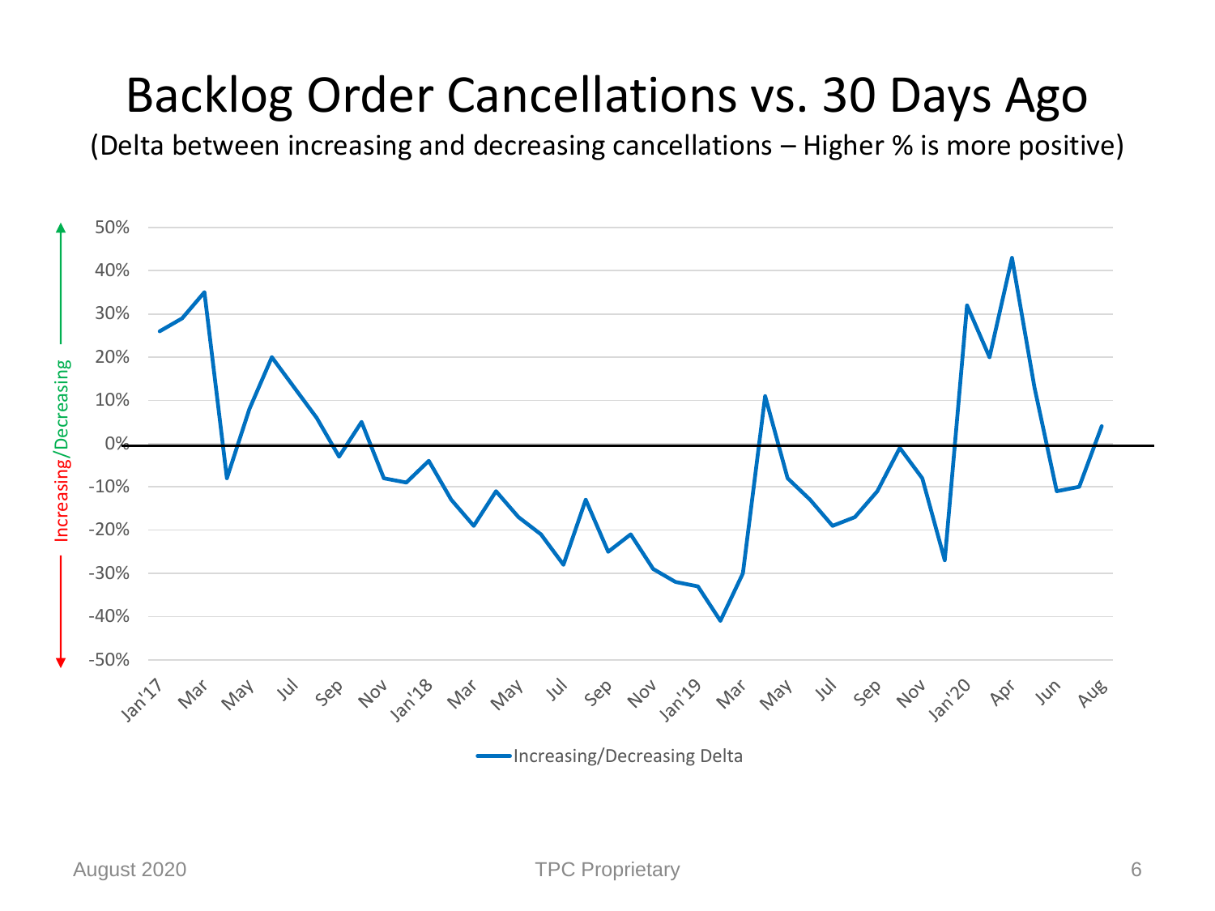# Backlog Order Cancellations vs. 30 Days Ago

(Delta between increasing and decreasing cancellations – Higher % is more positive)

Increasing/Decreasing

50%
40%
30%
20%
10%
0%
-10%
-20%
-30%
-40%
-50%

Jan'17 Mar May Jul Sep Nov Jan'18 Mar May Jul Sep Nov Jan'19 Mar May Jul Sep Nov Jan'20 Apr Jun Aug

Increasing/Decreasing Delta

August 2020 TPC Proprietary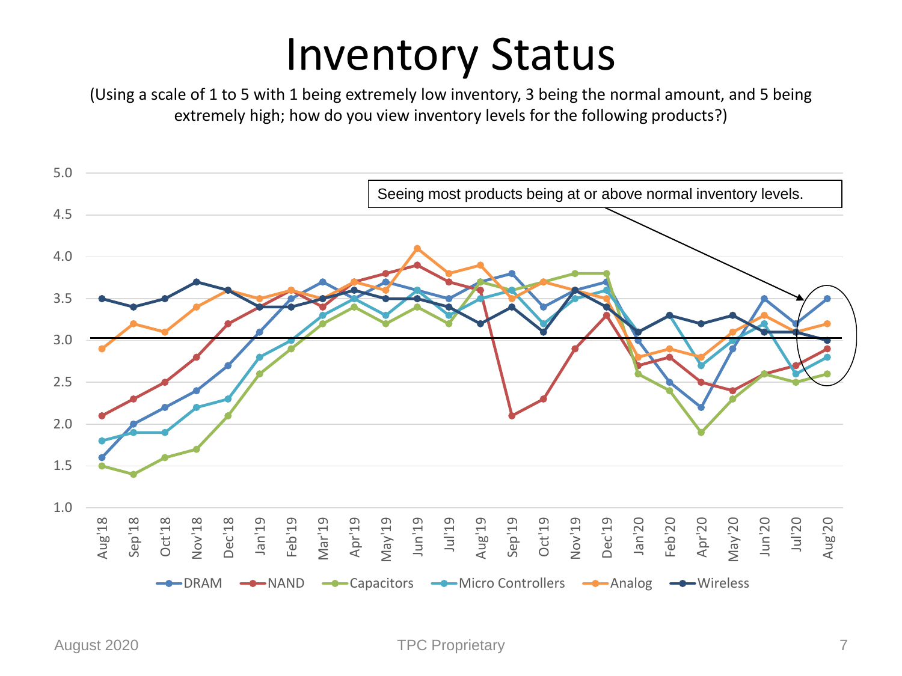# Inventory Status

(Using a scale of 1 to 5 with 1 being extremely low inventory, 3 being the normal amount, and 5 being extremely high; how do you view inventory levels for the following products?)

Seeing most products being at or above normal inventory levels.

| Month | DRAM | NAND | Capacitors | Micro Controllers | Analog | Wireless |
|---|---|---|---|---|---|---|
| Aug'18 | 1.6 | 2.1 | 1.5 | 1.8 | 2.9 | 3.5 |
| Sep'18 | 2.0 | 2.3 | 1.4 | 1.9 | 3.2 | 3.4 |
| Oct'18 | 2.2 | 2.5 | 1.6 | 1.9 | 3.1 | 3.5 |
| Nov'18 | 2.4 | 2.8 | 1.7 | 2.2 | 3.4 | 3.7 |
| Dec'18 | 2.7 | 3.2 | 2.1 | 2.3 | 3.6 | 3.6 |
| Jan'19 | 3.1 | 3.4 | 2.6 | 2.8 | 3.5 | 3.4 |
| Feb'19 | 3.5 | 3.6 | 2.9 | 3.0 | 3.6 | 3.4 |
| Mar'19 | 3.7 | 3.4 | 3.2 | 3.3 | 3.5 | 3.5 |
| Apr'19 | 3.5 | 3.7 | 3.4 | 3.5 | 3.7 | 3.6 |
| May'19 | 3.7 | 3.8 | 3.2 | 3.3 | 3.6 | 3.5 |
| Jun'19 | 3.6 | 3.9 | 3.4 | 3.6 | 4.1 | 3.5 |
| Jul'19 | 3.5 | 3.7 | 3.2 | 3.3 | 3.8 | 3.4 |
| Aug'19 | 3.7 | 3.6 | 3.7 | 3.5 | 3.9 | 3.2 |
| Sep'19 | 3.8 | 2.1 | 3.6 | 3.6 | 3.5 | 3.4 |
| Oct'19 | 3.4 | 2.3 | 3.7 | 3.2 | 3.7 | 3.1 |
| Nov'19 | 3.6 | 2.9 | 3.8 | 3.5 | 3.6 | 3.6 |
| Dec'19 | 3.7 | 3.3 | 3.8 | 3.6 | 3.5 | 3.4 |
| Jan'20 | 3.0 | 2.7 | 2.6 | 3.1 | 2.8 | 3.1 |
| Feb'20 | 2.5 | 2.8 | 2.4 | 3.3 | 2.9 | 3.3 |
| Apr'20 | 2.2 | 2.5 | 1.9 | 2.7 | 2.8 | 3.2 |
| May'20 | 2.9 | 2.4 | 2.3 | 3.0 | 3.1 | 3.3 |
| Jun'20 | 3.5 | 2.6 | 2.6 | 3.2 | 3.3 | 3.1 |
| Jul'20 | 3.2 | 2.7 | 2.5 | 2.6 | 3.1 | 3.1 |
| Aug'20 | 3.5 | 2.9 | 2.6 | 2.8 | 3.2 | 3.0 |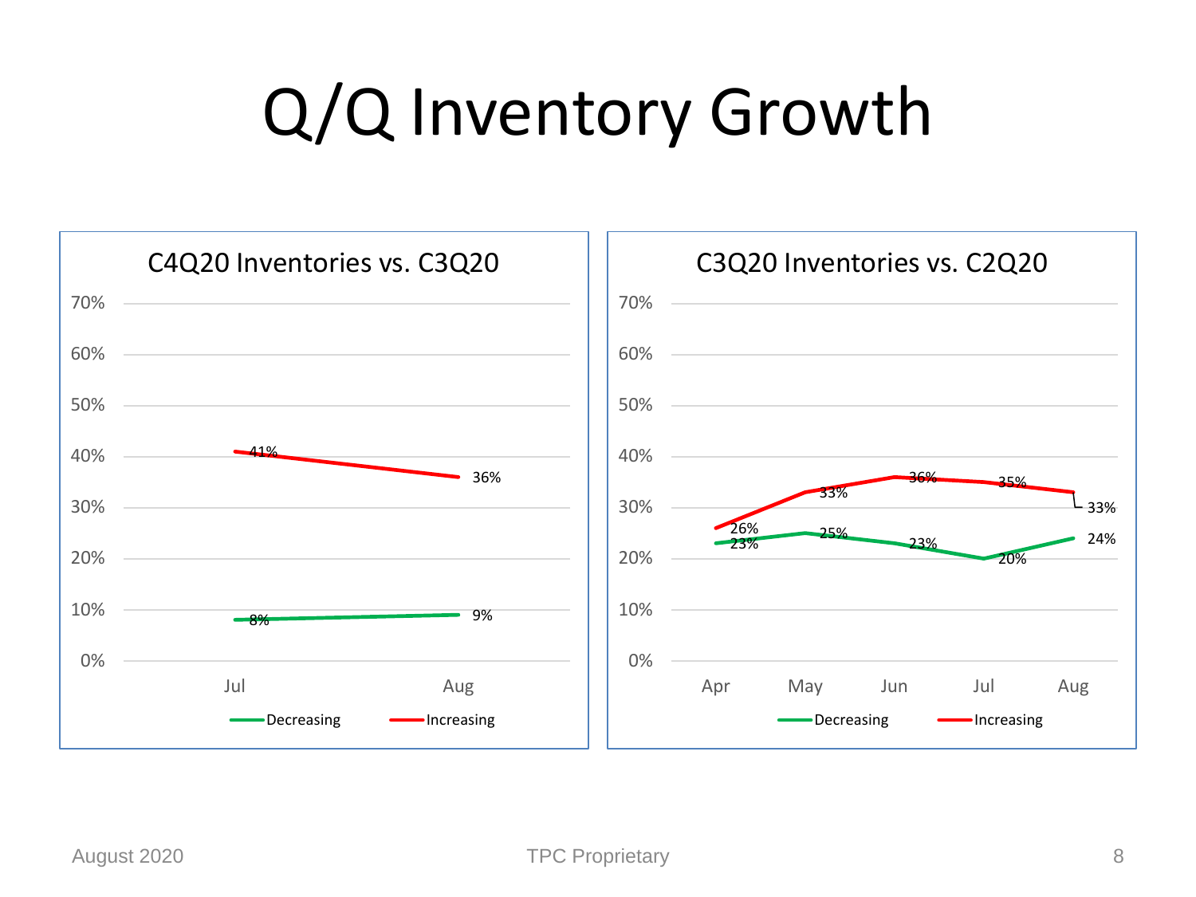# Q/Q Inventory Growth

## C4Q20 Inventories vs. C3Q20

| | Jul | Aug |
|---|---|---|
| Decreasing | 8% | 9% |
| Increasing | 41% | 36% |

## C3Q20 Inventories vs. C2Q20

| | Apr | May | Jun | Jul | Aug |
|---|---|---|---|---|---|
| Decreasing | 23% | 25% | 23% | 20% | 24% |
| Increasing | 26% | 33% | 36% | 35% | 33% |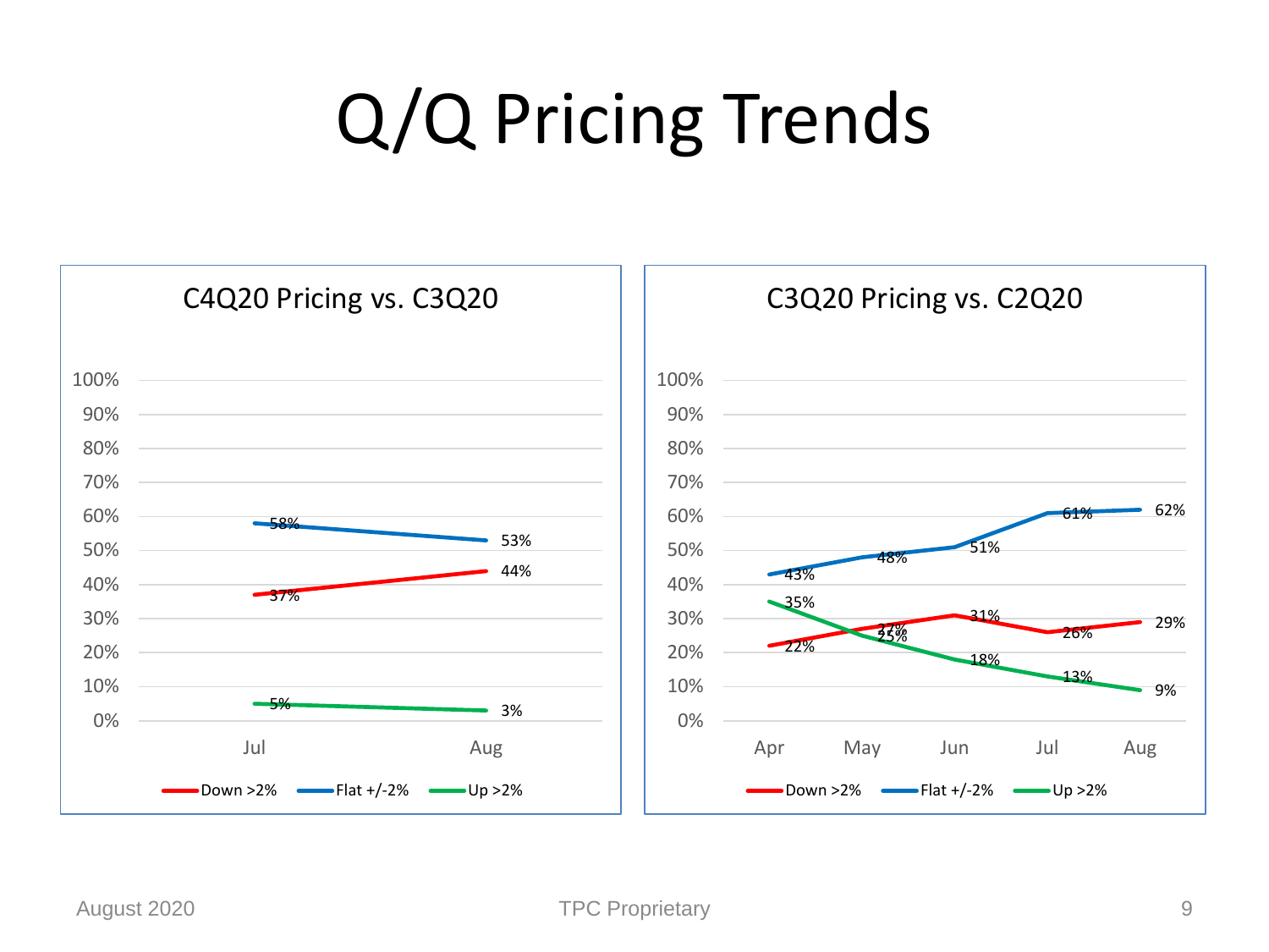# Q/Q Pricing Trends

## C4Q20 Pricing vs. C3Q20

| | Jul | Aug |
|---|---|---|
| Down >2% | 37% | 44% |
| Flat +/-2% | 58% | 53% |
| Up >2% | 5% | 3% |

## C3Q20 Pricing vs. C2Q20

| | Apr | May | Jun | Jul | Aug |
|---|---|---|---|---|---|
| Down >2% | 22% | 27% | 31% | 26% | 29% |
| Flat +/-2% | 43% | 48% | 51% | 61% | 62% |
| Up >2% | 35% | 25% | 18% | 13% | 9% |

August 2020

TPC Proprietary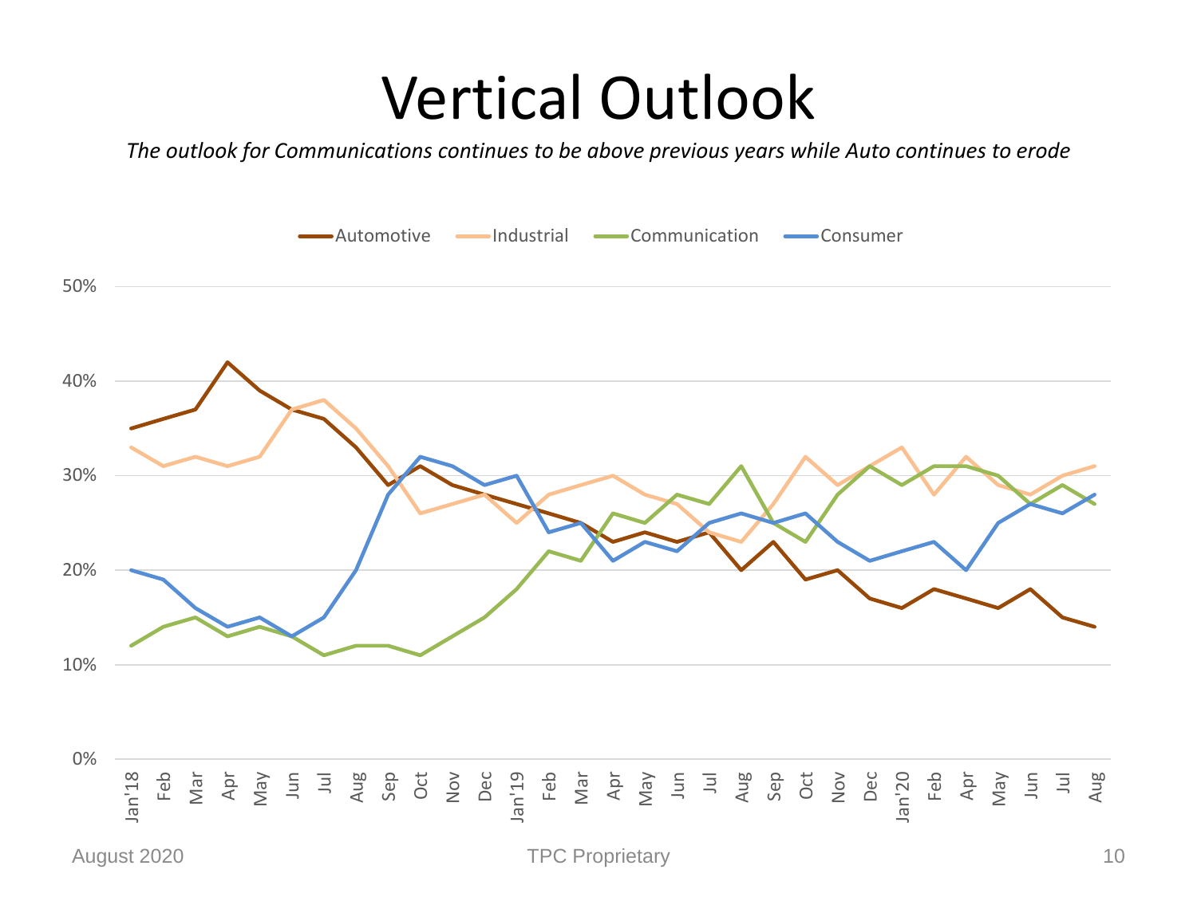# Vertical Outlook

*The outlook for Communications continues to be above previous years while Auto continues to erode*

Automotive
Industrial
Communication
Consumer

50%
40%
30%
20%
10%
0%

Jan'18
Feb
Mar
Apr
May
Jun
Jul
Aug
Sep
Oct
Nov
Dec
Jan'19
Feb
Mar
Apr
May
Jun
Jul
Aug
Sep
Oct
Nov
Dec
Jan'20
Feb
Apr
May
Jun
Jul
Aug

August 2020

TPC Proprietary